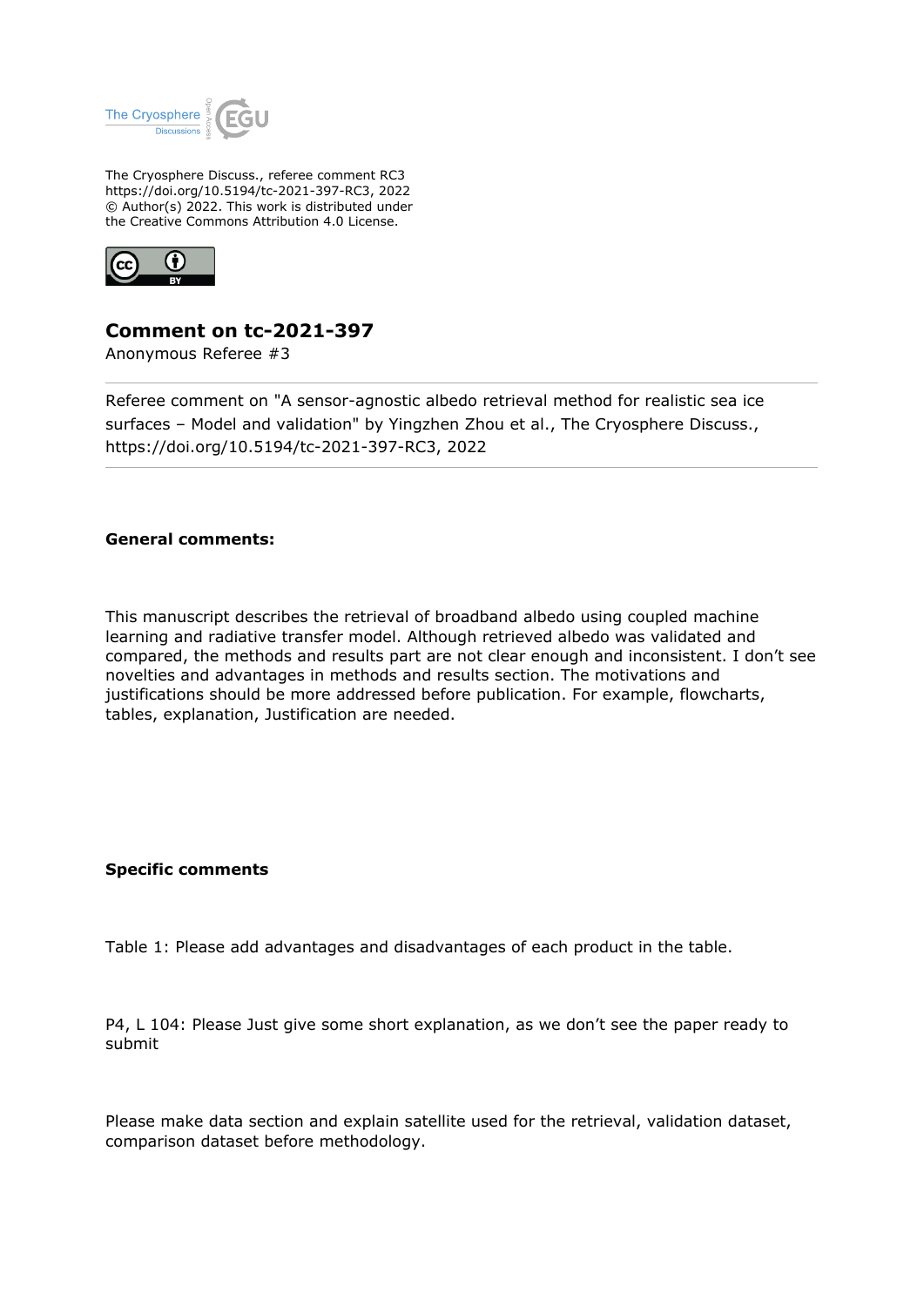The Cryosphere Discuss., referee comment RC3
https://doi.org/10.5194/tc-2021-397-RC3, 2022
© Author(s) 2022. This work is distributed under
the Creative Commons Attribution 4.0 License.

# Comment on tc-2021-397

Anonymous Referee #3

Referee comment on "A sensor-agnostic albedo retrieval method for realistic sea ice surfaces – Model and validation" by Yingzhen Zhou et al., The Cryosphere Discuss., https://doi.org/10.5194/tc-2021-397-RC3, 2022

---

**General comments:**

This manuscript describes the retrieval of broadband albedo using coupled machine learning and radiative transfer model. Although retrieved albedo was validated and compared, the methods and results part are not clear enough and inconsistent. I don't see novelties and advantages in methods and results section. The motivations and justifications should be more addressed before publication. For example, flowcharts, tables, explanation, Justification are needed.

**Specific comments**

Table 1: Please add advantages and disadvantages of each product in the table.

P4, L 104: Please Just give some short explanation, as we don't see the paper ready to submit

Please make data section and explain satellite used for the retrieval, validation dataset, comparison dataset before methodology.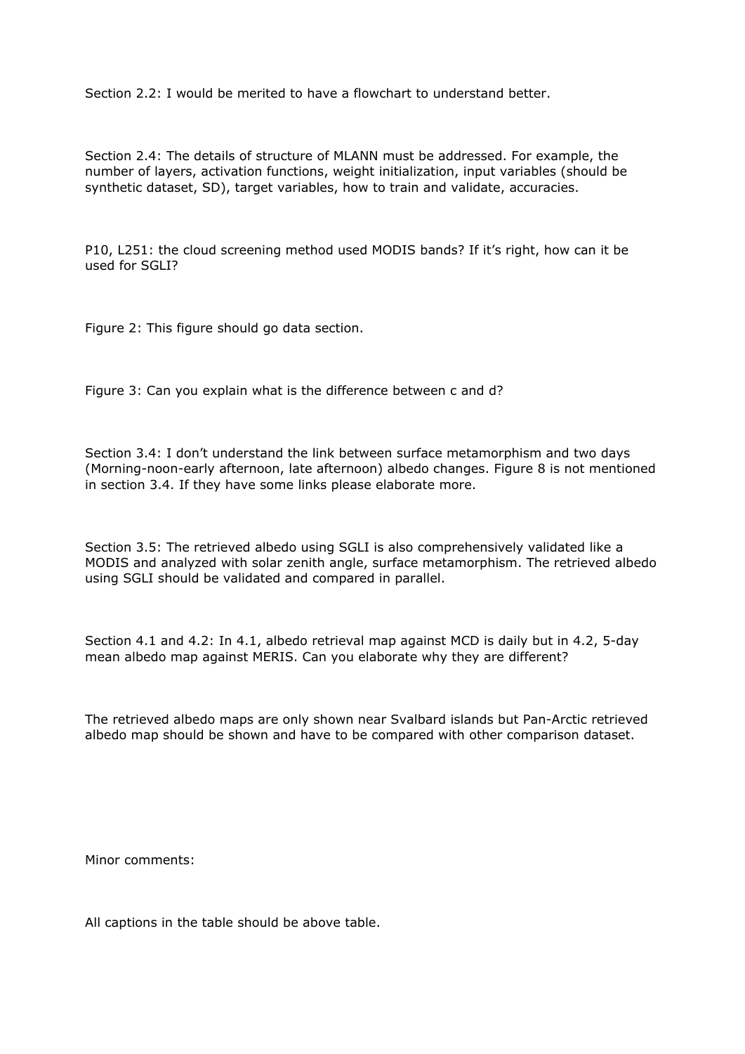Section 2.2: I would be merited to have a flowchart to understand better.

Section 2.4: The details of structure of MLANN must be addressed. For example, the number of layers, activation functions, weight initialization, input variables (should be synthetic dataset, SD), target variables, how to train and validate, accuracies.

P10, L251: the cloud screening method used MODIS bands? If it's right, how can it be used for SGLI?

Figure 2: This figure should go data section.

Figure 3: Can you explain what is the difference between c and d?

Section 3.4: I don't understand the link between surface metamorphism and two days (Morning-noon-early afternoon, late afternoon) albedo changes. Figure 8 is not mentioned in section 3.4. If they have some links please elaborate more.

Section 3.5: The retrieved albedo using SGLI is also comprehensively validated like a MODIS and analyzed with solar zenith angle, surface metamorphism. The retrieved albedo using SGLI should be validated and compared in parallel.

Section 4.1 and 4.2: In 4.1, albedo retrieval map against MCD is daily but in 4.2, 5-day mean albedo map against MERIS. Can you elaborate why they are different?

The retrieved albedo maps are only shown near Svalbard islands but Pan-Arctic retrieved albedo map should be shown and have to be compared with other comparison dataset.

Minor comments:

All captions in the table should be above table.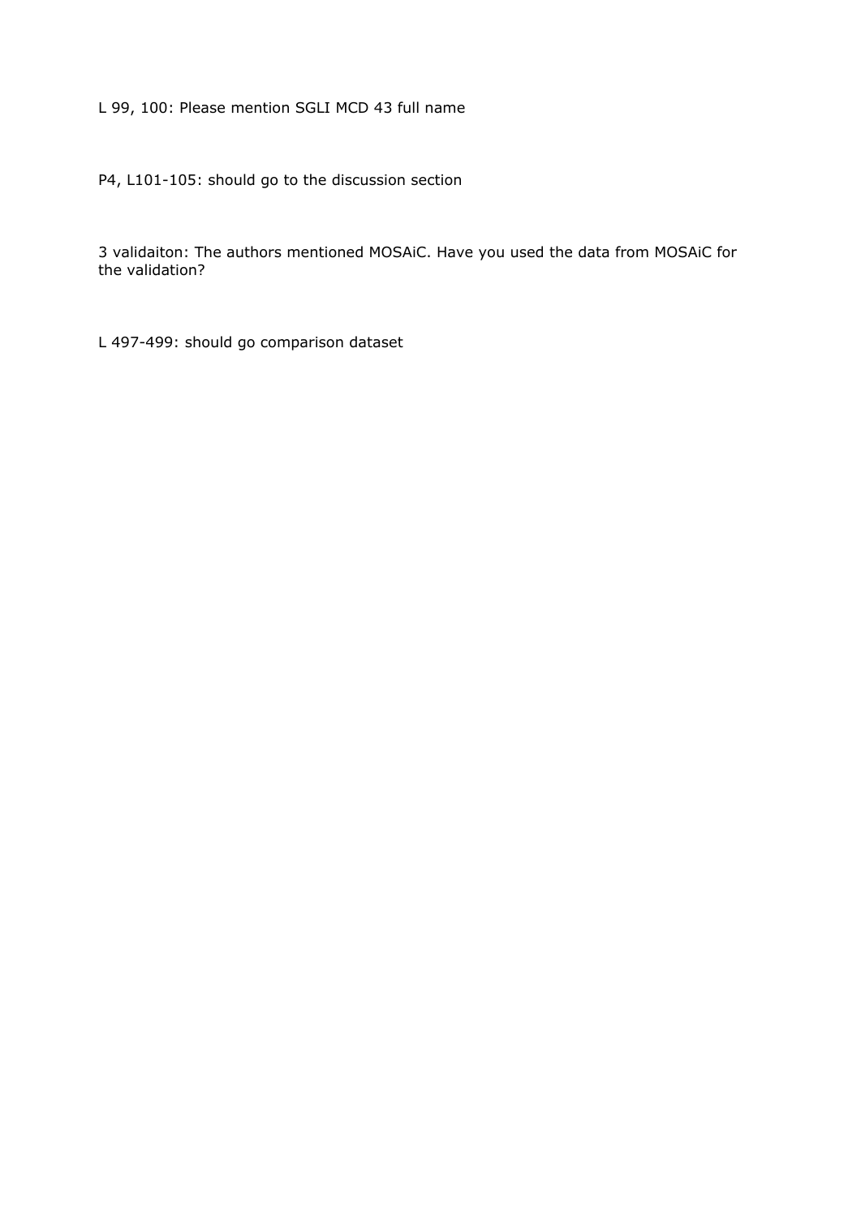L 99, 100: Please mention SGLI MCD 43 full name

P4, L101-105: should go to the discussion section

3 validaiton: The authors mentioned MOSAiC. Have you used the data from MOSAiC for the validation?

L 497-499: should go comparison dataset